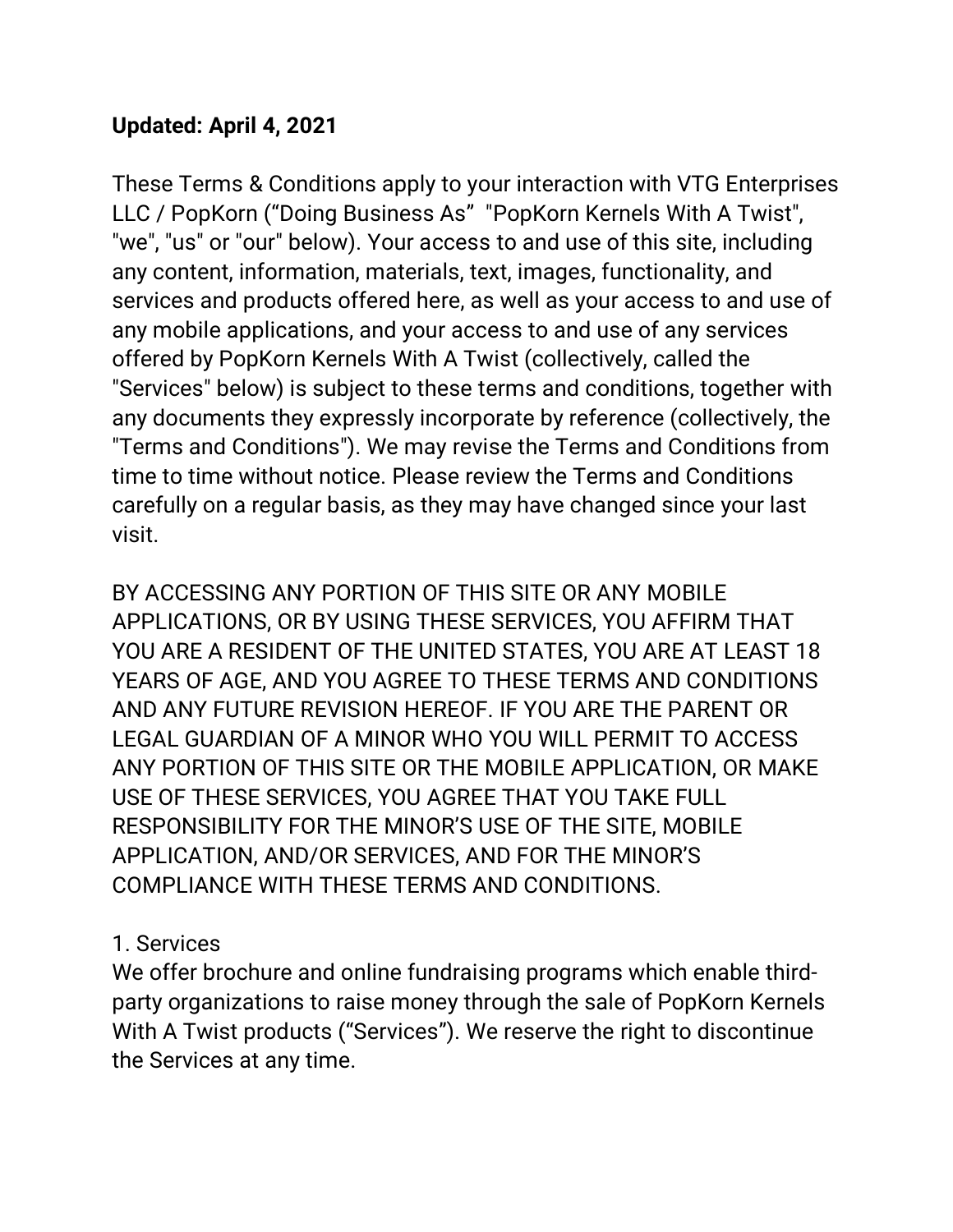**Updated: April 4, 2021**

These Terms & Conditions apply to your interaction with VTG Enterprises LLC / PopKorn ("Doing Business As" "PopKorn Kernels With A Twist", "we", "us" or "our" below). Your access to and use of this site, including any content, information, materials, text, images, functionality, and services and products offered here, as well as your access to and use of any mobile applications, and your access to and use of any services offered by PopKorn Kernels With A Twist (collectively, called the "Services" below) is subject to these terms and conditions, together with any documents they expressly incorporate by reference (collectively, the "Terms and Conditions"). We may revise the Terms and Conditions from time to time without notice. Please review the Terms and Conditions carefully on a regular basis, as they may have changed since your last visit.

BY ACCESSING ANY PORTION OF THIS SITE OR ANY MOBILE APPLICATIONS, OR BY USING THESE SERVICES, YOU AFFIRM THAT YOU ARE A RESIDENT OF THE UNITED STATES, YOU ARE AT LEAST 18 YEARS OF AGE, AND YOU AGREE TO THESE TERMS AND CONDITIONS AND ANY FUTURE REVISION HEREOF. IF YOU ARE THE PARENT OR LEGAL GUARDIAN OF A MINOR WHO YOU WILL PERMIT TO ACCESS ANY PORTION OF THIS SITE OR THE MOBILE APPLICATION, OR MAKE USE OF THESE SERVICES, YOU AGREE THAT YOU TAKE FULL RESPONSIBILITY FOR THE MINOR'S USE OF THE SITE, MOBILE APPLICATION, AND/OR SERVICES, AND FOR THE MINOR'S COMPLIANCE WITH THESE TERMS AND CONDITIONS.

1. Services
We offer brochure and online fundraising programs which enable third-party organizations to raise money through the sale of PopKorn Kernels With A Twist products ("Services"). We reserve the right to discontinue the Services at any time.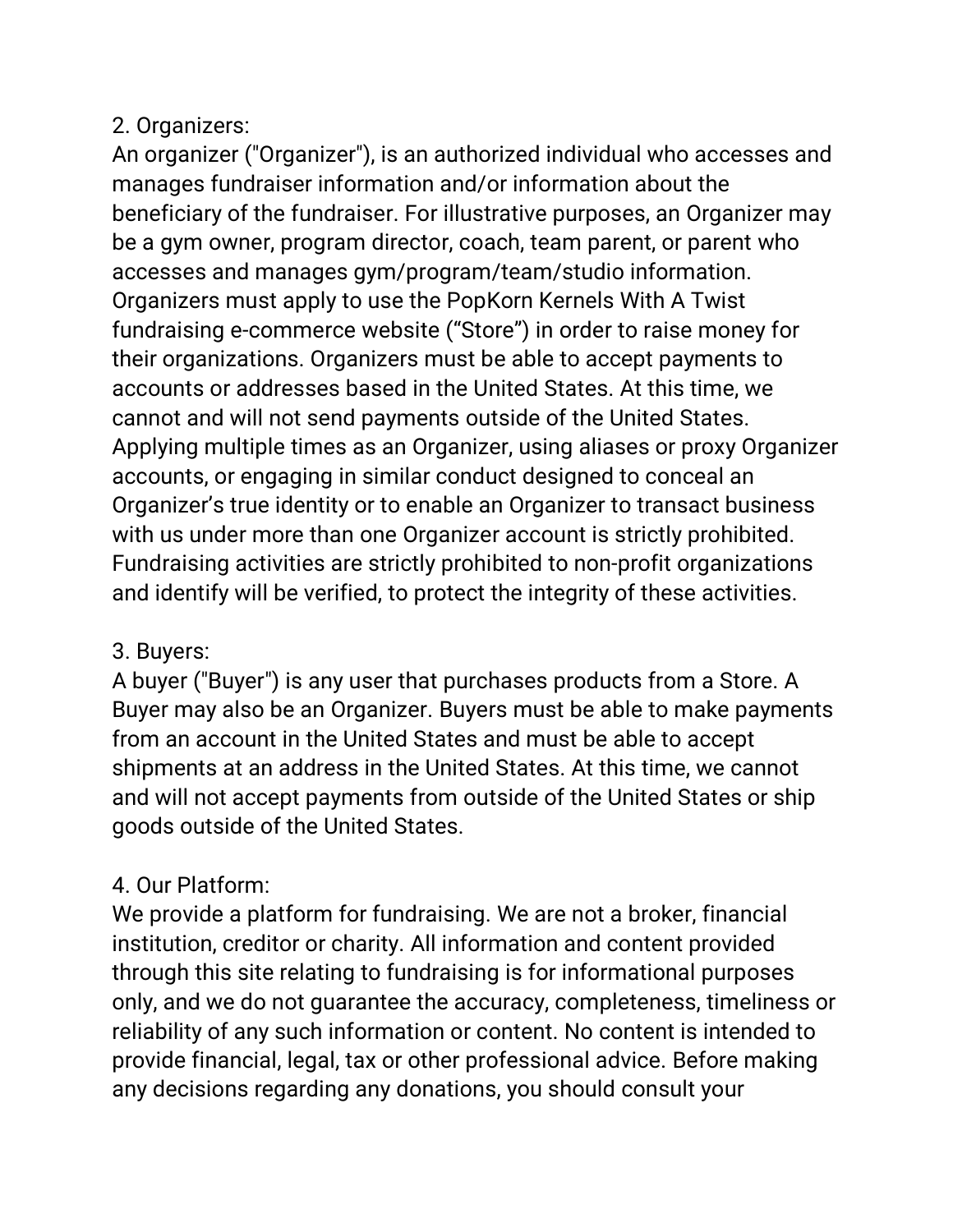2. Organizers:
An organizer ("Organizer"), is an authorized individual who accesses and manages fundraiser information and/or information about the beneficiary of the fundraiser. For illustrative purposes, an Organizer may be a gym owner, program director, coach, team parent, or parent who accesses and manages gym/program/team/studio information. Organizers must apply to use the PopKorn Kernels With A Twist fundraising e-commerce website ("Store") in order to raise money for their organizations. Organizers must be able to accept payments to accounts or addresses based in the United States. At this time, we cannot and will not send payments outside of the United States. Applying multiple times as an Organizer, using aliases or proxy Organizer accounts, or engaging in similar conduct designed to conceal an Organizer's true identity or to enable an Organizer to transact business with us under more than one Organizer account is strictly prohibited. Fundraising activities are strictly prohibited to non-profit organizations and identify will be verified, to protect the integrity of these activities.

3. Buyers:
A buyer ("Buyer") is any user that purchases products from a Store. A Buyer may also be an Organizer. Buyers must be able to make payments from an account in the United States and must be able to accept shipments at an address in the United States. At this time, we cannot and will not accept payments from outside of the United States or ship goods outside of the United States.

4. Our Platform:
We provide a platform for fundraising. We are not a broker, financial institution, creditor or charity. All information and content provided through this site relating to fundraising is for informational purposes only, and we do not guarantee the accuracy, completeness, timeliness or reliability of any such information or content. No content is intended to provide financial, legal, tax or other professional advice. Before making any decisions regarding any donations, you should consult your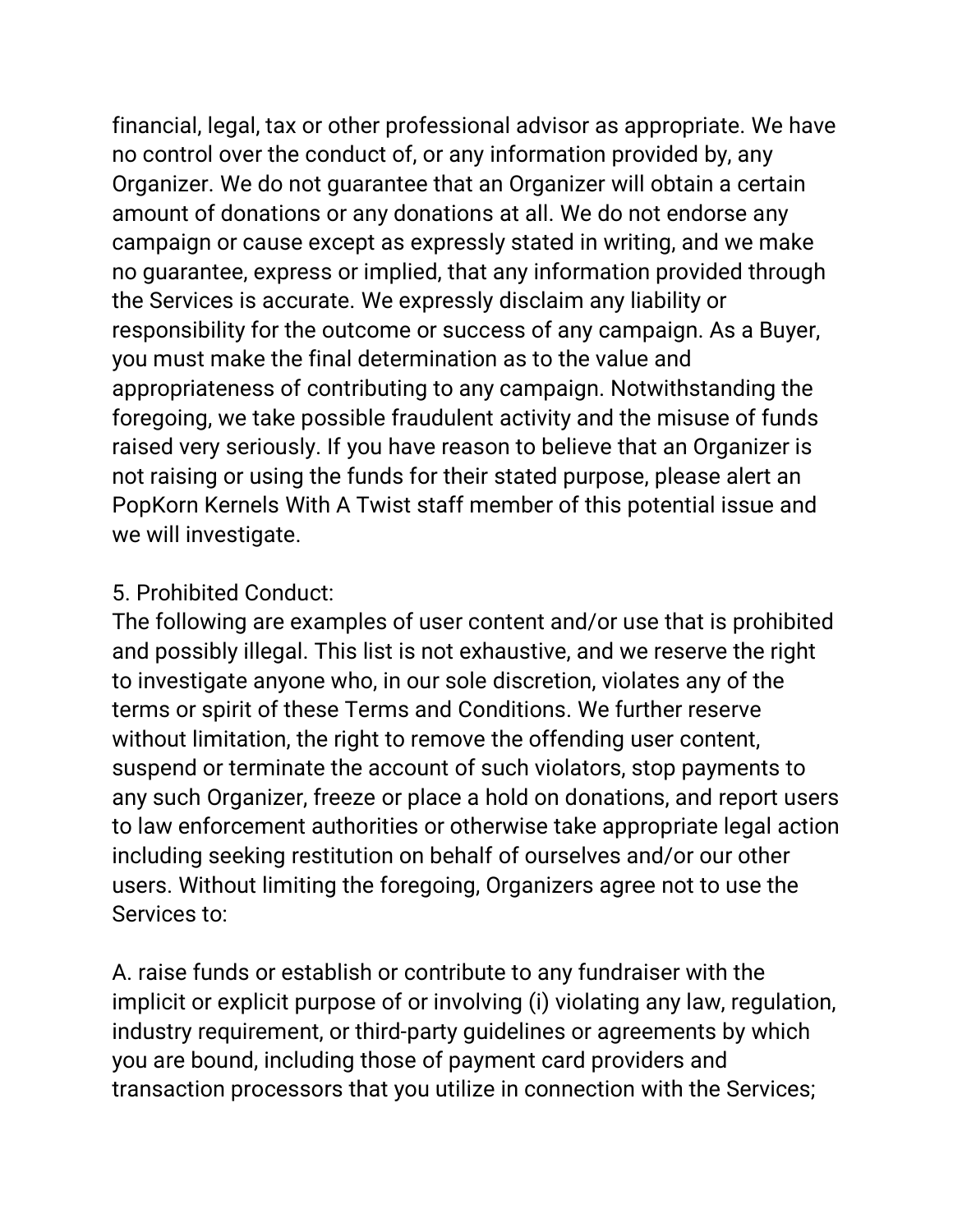financial, legal, tax or other professional advisor as appropriate. We have no control over the conduct of, or any information provided by, any Organizer. We do not guarantee that an Organizer will obtain a certain amount of donations or any donations at all. We do not endorse any campaign or cause except as expressly stated in writing, and we make no guarantee, express or implied, that any information provided through the Services is accurate. We expressly disclaim any liability or responsibility for the outcome or success of any campaign. As a Buyer, you must make the final determination as to the value and appropriateness of contributing to any campaign. Notwithstanding the foregoing, we take possible fraudulent activity and the misuse of funds raised very seriously. If you have reason to believe that an Organizer is not raising or using the funds for their stated purpose, please alert an PopKorn Kernels With A Twist staff member of this potential issue and we will investigate.

5. Prohibited Conduct:
The following are examples of user content and/or use that is prohibited and possibly illegal. This list is not exhaustive, and we reserve the right to investigate anyone who, in our sole discretion, violates any of the terms or spirit of these Terms and Conditions. We further reserve without limitation, the right to remove the offending user content, suspend or terminate the account of such violators, stop payments to any such Organizer, freeze or place a hold on donations, and report users to law enforcement authorities or otherwise take appropriate legal action including seeking restitution on behalf of ourselves and/or our other users. Without limiting the foregoing, Organizers agree not to use the Services to:

A. raise funds or establish or contribute to any fundraiser with the implicit or explicit purpose of or involving (i) violating any law, regulation, industry requirement, or third-party guidelines or agreements by which you are bound, including those of payment card providers and transaction processors that you utilize in connection with the Services;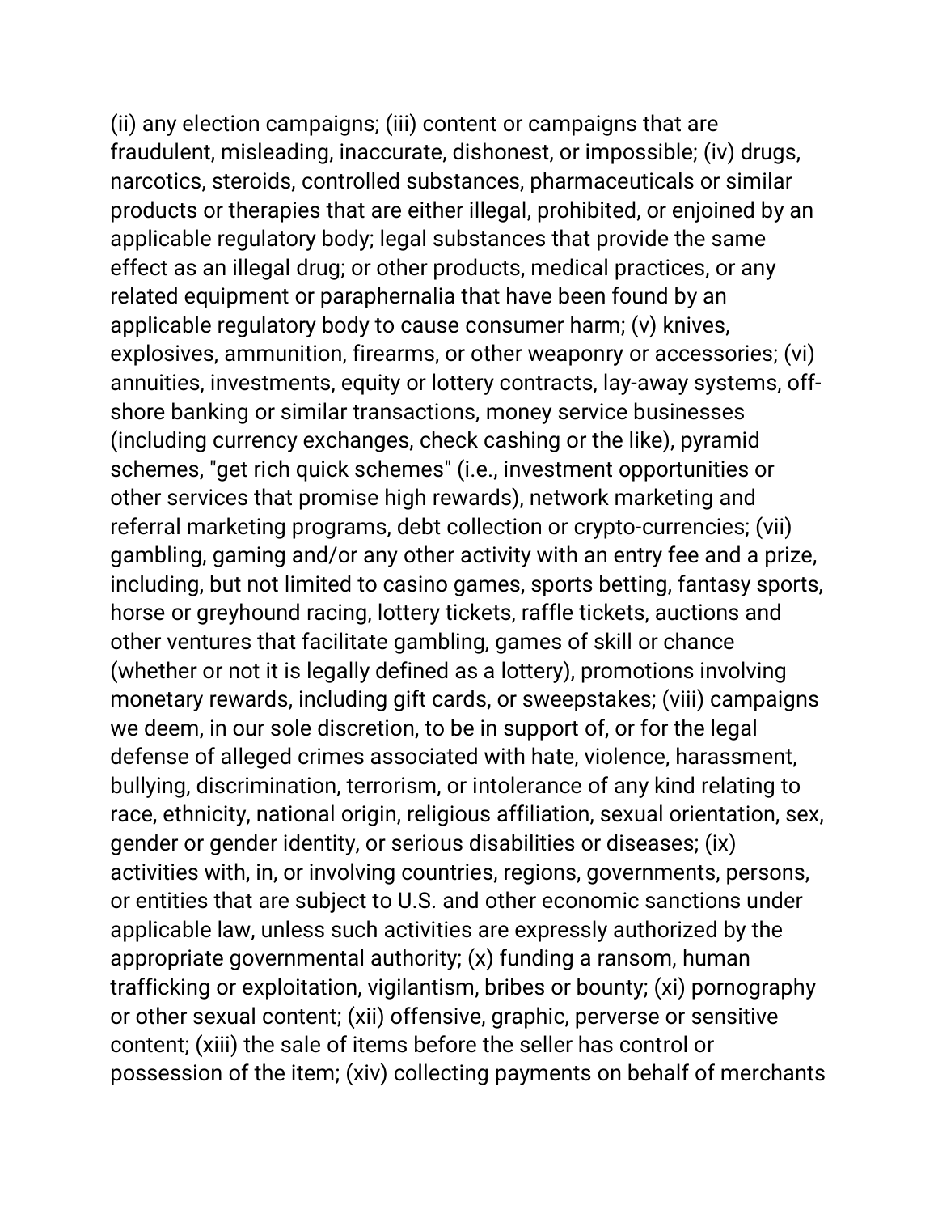(ii) any election campaigns; (iii) content or campaigns that are fraudulent, misleading, inaccurate, dishonest, or impossible; (iv) drugs, narcotics, steroids, controlled substances, pharmaceuticals or similar products or therapies that are either illegal, prohibited, or enjoined by an applicable regulatory body; legal substances that provide the same effect as an illegal drug; or other products, medical practices, or any related equipment or paraphernalia that have been found by an applicable regulatory body to cause consumer harm; (v) knives, explosives, ammunition, firearms, or other weaponry or accessories; (vi) annuities, investments, equity or lottery contracts, lay-away systems, off-shore banking or similar transactions, money service businesses (including currency exchanges, check cashing or the like), pyramid schemes, "get rich quick schemes" (i.e., investment opportunities or other services that promise high rewards), network marketing and referral marketing programs, debt collection or crypto-currencies; (vii) gambling, gaming and/or any other activity with an entry fee and a prize, including, but not limited to casino games, sports betting, fantasy sports, horse or greyhound racing, lottery tickets, raffle tickets, auctions and other ventures that facilitate gambling, games of skill or chance (whether or not it is legally defined as a lottery), promotions involving monetary rewards, including gift cards, or sweepstakes; (viii) campaigns we deem, in our sole discretion, to be in support of, or for the legal defense of alleged crimes associated with hate, violence, harassment, bullying, discrimination, terrorism, or intolerance of any kind relating to race, ethnicity, national origin, religious affiliation, sexual orientation, sex, gender or gender identity, or serious disabilities or diseases; (ix) activities with, in, or involving countries, regions, governments, persons, or entities that are subject to U.S. and other economic sanctions under applicable law, unless such activities are expressly authorized by the appropriate governmental authority; (x) funding a ransom, human trafficking or exploitation, vigilantism, bribes or bounty; (xi) pornography or other sexual content; (xii) offensive, graphic, perverse or sensitive content; (xiii) the sale of items before the seller has control or possession of the item; (xiv) collecting payments on behalf of merchants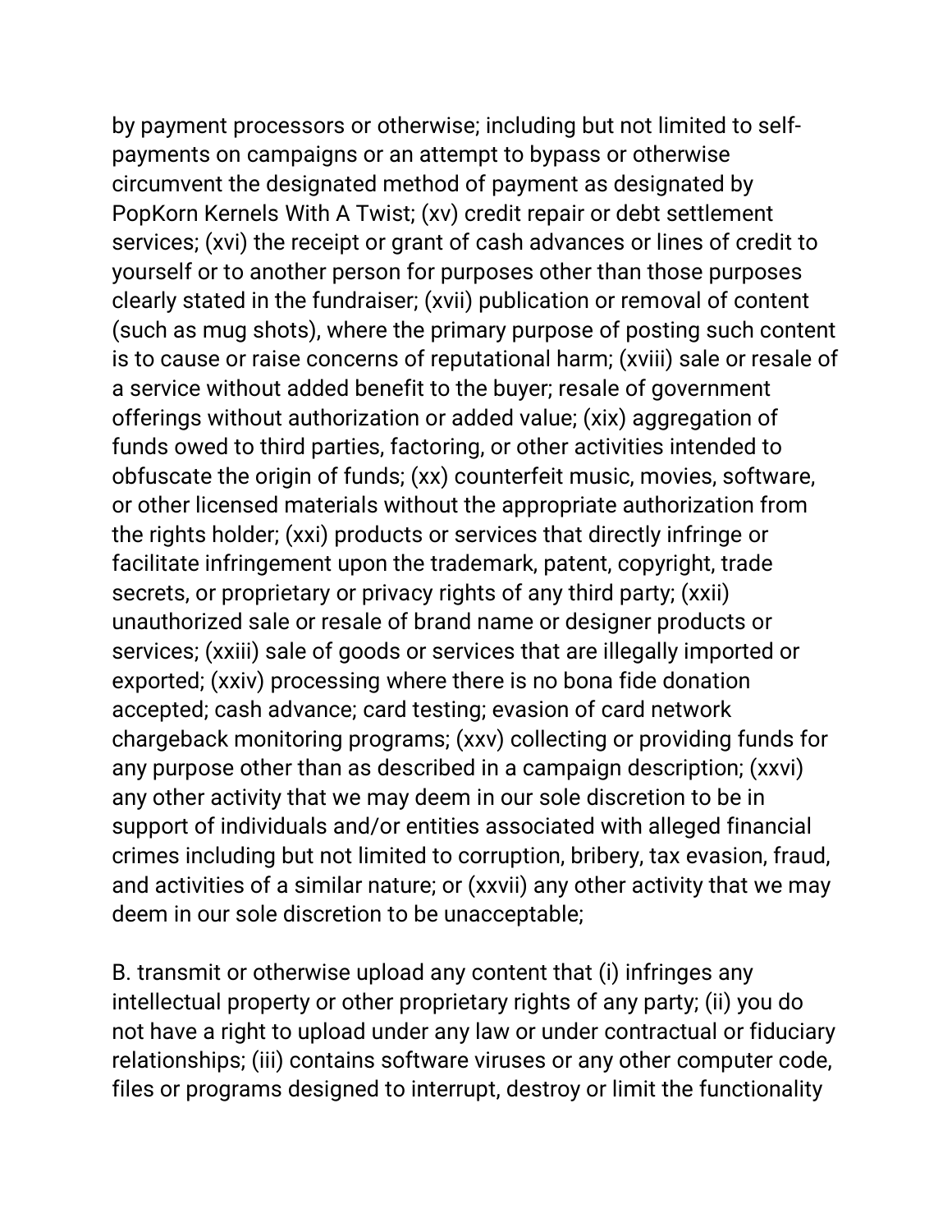by payment processors or otherwise; including but not limited to self-payments on campaigns or an attempt to bypass or otherwise circumvent the designated method of payment as designated by PopKorn Kernels With A Twist; (xv) credit repair or debt settlement services; (xvi) the receipt or grant of cash advances or lines of credit to yourself or to another person for purposes other than those purposes clearly stated in the fundraiser; (xvii) publication or removal of content (such as mug shots), where the primary purpose of posting such content is to cause or raise concerns of reputational harm; (xviii) sale or resale of a service without added benefit to the buyer; resale of government offerings without authorization or added value; (xix) aggregation of funds owed to third parties, factoring, or other activities intended to obfuscate the origin of funds; (xx) counterfeit music, movies, software, or other licensed materials without the appropriate authorization from the rights holder; (xxi) products or services that directly infringe or facilitate infringement upon the trademark, patent, copyright, trade secrets, or proprietary or privacy rights of any third party; (xxii) unauthorized sale or resale of brand name or designer products or services; (xxiii) sale of goods or services that are illegally imported or exported; (xxiv) processing where there is no bona fide donation accepted; cash advance; card testing; evasion of card network chargeback monitoring programs; (xxv) collecting or providing funds for any purpose other than as described in a campaign description; (xxvi) any other activity that we may deem in our sole discretion to be in support of individuals and/or entities associated with alleged financial crimes including but not limited to corruption, bribery, tax evasion, fraud, and activities of a similar nature; or (xxvii) any other activity that we may deem in our sole discretion to be unacceptable;

B. transmit or otherwise upload any content that (i) infringes any intellectual property or other proprietary rights of any party; (ii) you do not have a right to upload under any law or under contractual or fiduciary relationships; (iii) contains software viruses or any other computer code, files or programs designed to interrupt, destroy or limit the functionality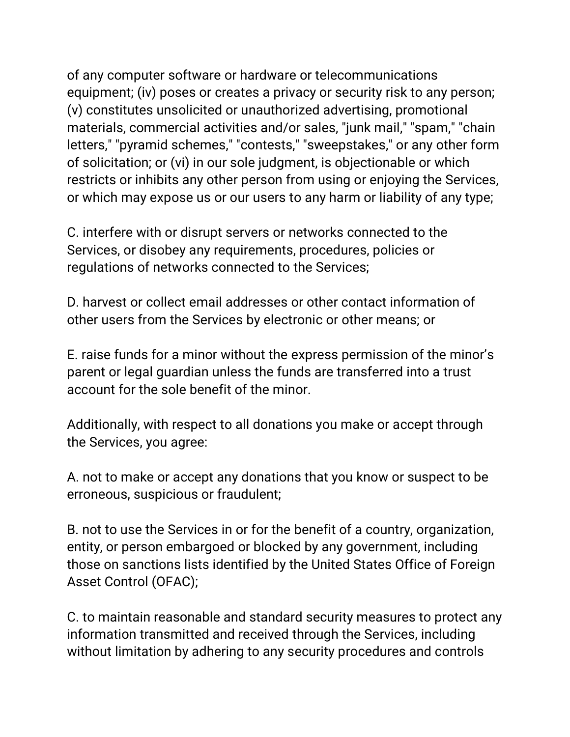of any computer software or hardware or telecommunications equipment; (iv) poses or creates a privacy or security risk to any person; (v) constitutes unsolicited or unauthorized advertising, promotional materials, commercial activities and/or sales, "junk mail," "spam," "chain letters," "pyramid schemes," "contests," "sweepstakes," or any other form of solicitation; or (vi) in our sole judgment, is objectionable or which restricts or inhibits any other person from using or enjoying the Services, or which may expose us or our users to any harm or liability of any type;

C. interfere with or disrupt servers or networks connected to the Services, or disobey any requirements, procedures, policies or regulations of networks connected to the Services;

D. harvest or collect email addresses or other contact information of other users from the Services by electronic or other means; or

E. raise funds for a minor without the express permission of the minor's parent or legal guardian unless the funds are transferred into a trust account for the sole benefit of the minor.

Additionally, with respect to all donations you make or accept through the Services, you agree:

A. not to make or accept any donations that you know or suspect to be erroneous, suspicious or fraudulent;

B. not to use the Services in or for the benefit of a country, organization, entity, or person embargoed or blocked by any government, including those on sanctions lists identified by the United States Office of Foreign Asset Control (OFAC);

C. to maintain reasonable and standard security measures to protect any information transmitted and received through the Services, including without limitation by adhering to any security procedures and controls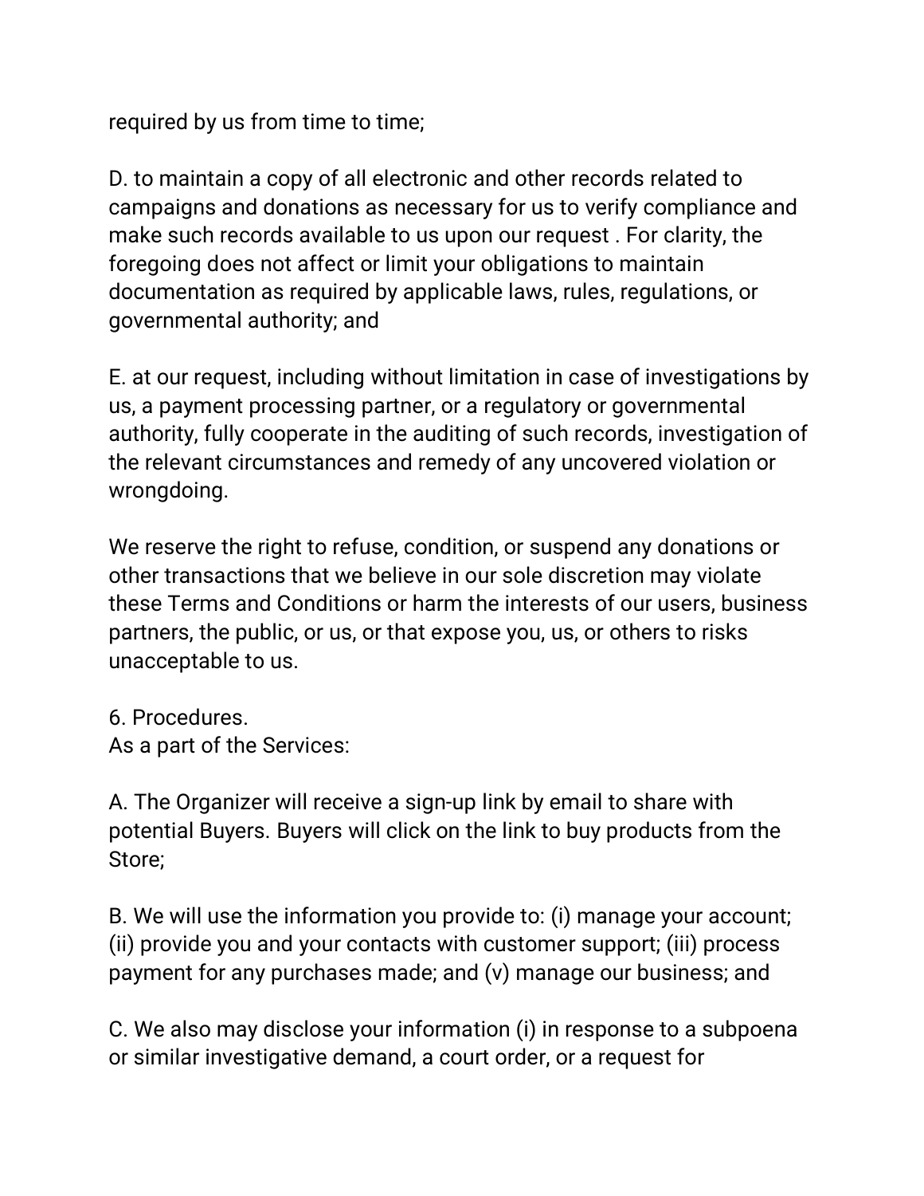required by us from time to time;

D. to maintain a copy of all electronic and other records related to campaigns and donations as necessary for us to verify compliance and make such records available to us upon our request . For clarity, the foregoing does not affect or limit your obligations to maintain documentation as required by applicable laws, rules, regulations, or governmental authority; and

E. at our request, including without limitation in case of investigations by us, a payment processing partner, or a regulatory or governmental authority, fully cooperate in the auditing of such records, investigation of the relevant circumstances and remedy of any uncovered violation or wrongdoing.

We reserve the right to refuse, condition, or suspend any donations or other transactions that we believe in our sole discretion may violate these Terms and Conditions or harm the interests of our users, business partners, the public, or us, or that expose you, us, or others to risks unacceptable to us.

6. Procedures.
As a part of the Services:

A. The Organizer will receive a sign-up link by email to share with potential Buyers. Buyers will click on the link to buy products from the Store;

B. We will use the information you provide to: (i) manage your account; (ii) provide you and your contacts with customer support; (iii) process payment for any purchases made; and (v) manage our business; and

C. We also may disclose your information (i) in response to a subpoena or similar investigative demand, a court order, or a request for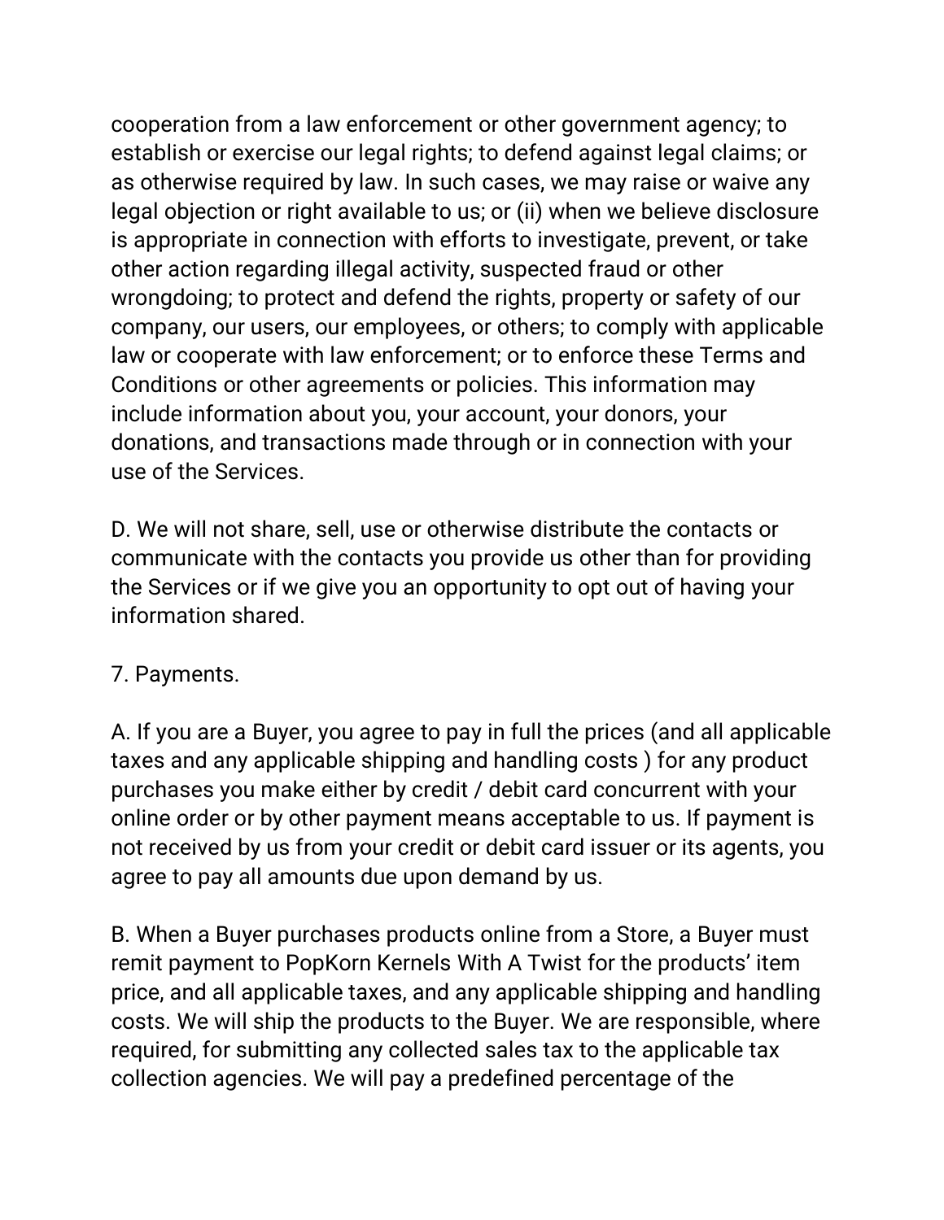cooperation from a law enforcement or other government agency; to establish or exercise our legal rights; to defend against legal claims; or as otherwise required by law. In such cases, we may raise or waive any legal objection or right available to us; or (ii) when we believe disclosure is appropriate in connection with efforts to investigate, prevent, or take other action regarding illegal activity, suspected fraud or other wrongdoing; to protect and defend the rights, property or safety of our company, our users, our employees, or others; to comply with applicable law or cooperate with law enforcement; or to enforce these Terms and Conditions or other agreements or policies. This information may include information about you, your account, your donors, your donations, and transactions made through or in connection with your use of the Services.

D. We will not share, sell, use or otherwise distribute the contacts or communicate with the contacts you provide us other than for providing the Services or if we give you an opportunity to opt out of having your information shared.

7. Payments.

A. If you are a Buyer, you agree to pay in full the prices (and all applicable taxes and any applicable shipping and handling costs ) for any product purchases you make either by credit / debit card concurrent with your online order or by other payment means acceptable to us. If payment is not received by us from your credit or debit card issuer or its agents, you agree to pay all amounts due upon demand by us.

B. When a Buyer purchases products online from a Store, a Buyer must remit payment to PopKorn Kernels With A Twist for the products' item price, and all applicable taxes, and any applicable shipping and handling costs. We will ship the products to the Buyer. We are responsible, where required, for submitting any collected sales tax to the applicable tax collection agencies. We will pay a predefined percentage of the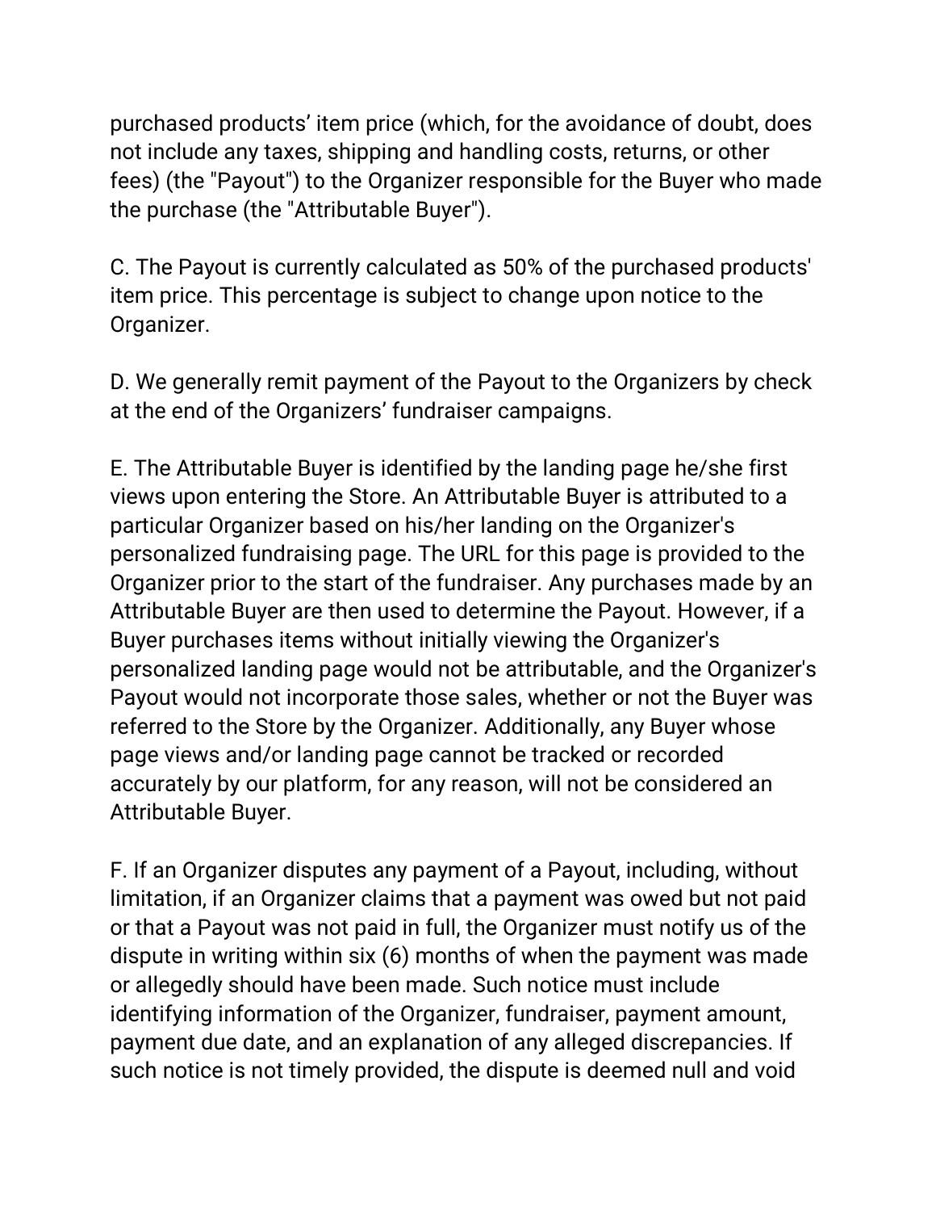purchased products’ item price (which, for the avoidance of doubt, does not include any taxes, shipping and handling costs, returns, or other fees) (the "Payout") to the Organizer responsible for the Buyer who made the purchase (the "Attributable Buyer").

C. The Payout is currently calculated as 50% of the purchased products' item price. This percentage is subject to change upon notice to the Organizer.

D. We generally remit payment of the Payout to the Organizers by check at the end of the Organizers’ fundraiser campaigns.

E. The Attributable Buyer is identified by the landing page he/she first views upon entering the Store. An Attributable Buyer is attributed to a particular Organizer based on his/her landing on the Organizer's personalized fundraising page. The URL for this page is provided to the Organizer prior to the start of the fundraiser. Any purchases made by an Attributable Buyer are then used to determine the Payout. However, if a Buyer purchases items without initially viewing the Organizer's personalized landing page would not be attributable, and the Organizer's Payout would not incorporate those sales, whether or not the Buyer was referred to the Store by the Organizer. Additionally, any Buyer whose page views and/or landing page cannot be tracked or recorded accurately by our platform, for any reason, will not be considered an Attributable Buyer.

F. If an Organizer disputes any payment of a Payout, including, without limitation, if an Organizer claims that a payment was owed but not paid or that a Payout was not paid in full, the Organizer must notify us of the dispute in writing within six (6) months of when the payment was made or allegedly should have been made. Such notice must include identifying information of the Organizer, fundraiser, payment amount, payment due date, and an explanation of any alleged discrepancies. If such notice is not timely provided, the dispute is deemed null and void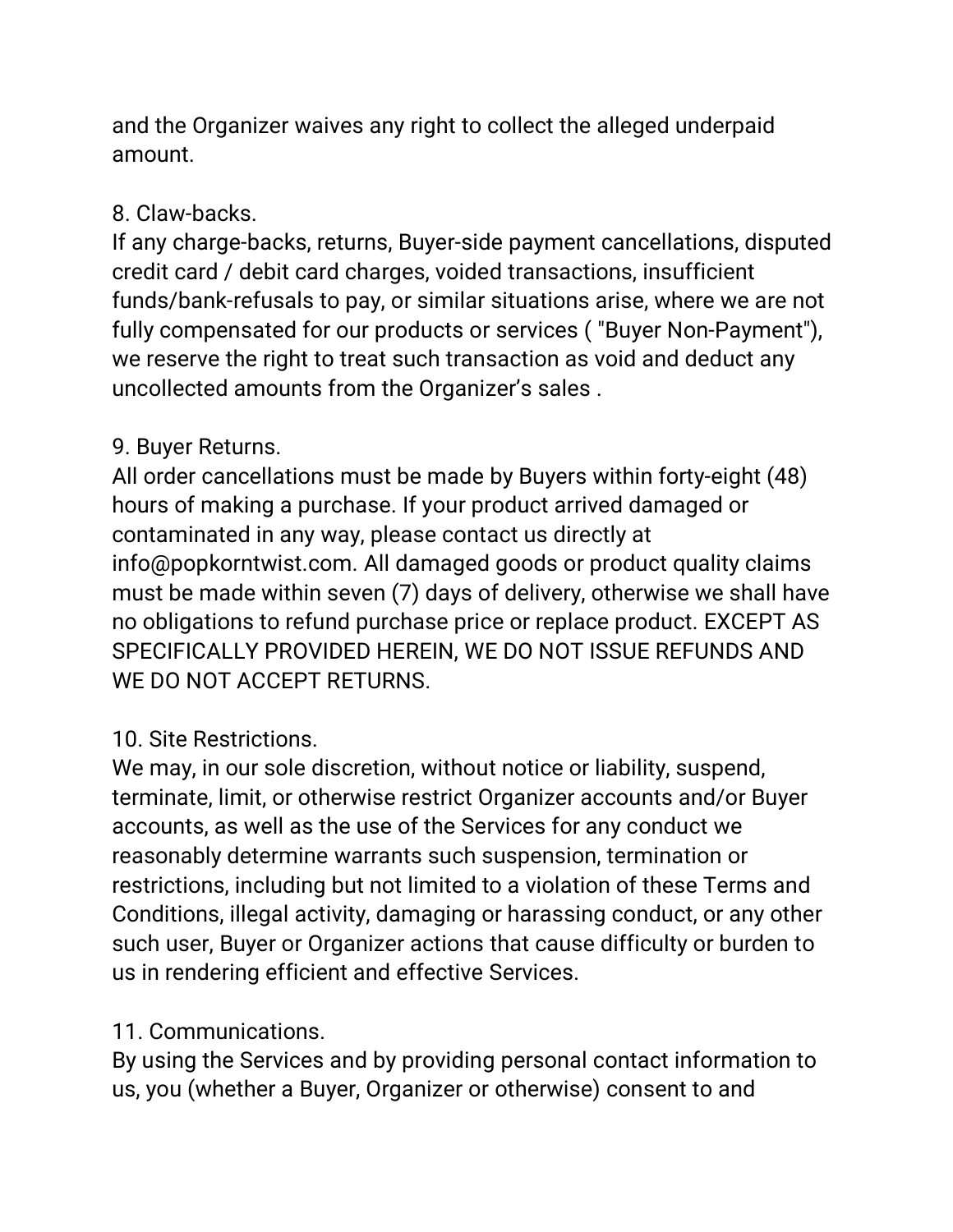and the Organizer waives any right to collect the alleged underpaid amount.

8. Claw-backs.
If any charge-backs, returns, Buyer-side payment cancellations, disputed credit card / debit card charges, voided transactions, insufficient funds/bank-refusals to pay, or similar situations arise, where we are not fully compensated for our products or services ( "Buyer Non-Payment"), we reserve the right to treat such transaction as void and deduct any uncollected amounts from the Organizer's sales .

9. Buyer Returns.
All order cancellations must be made by Buyers within forty-eight (48) hours of making a purchase. If your product arrived damaged or contaminated in any way, please contact us directly at info@popkorntwist.com. All damaged goods or product quality claims must be made within seven (7) days of delivery, otherwise we shall have no obligations to refund purchase price or replace product. EXCEPT AS SPECIFICALLY PROVIDED HEREIN, WE DO NOT ISSUE REFUNDS AND WE DO NOT ACCEPT RETURNS.

10. Site Restrictions.
We may, in our sole discretion, without notice or liability, suspend, terminate, limit, or otherwise restrict Organizer accounts and/or Buyer accounts, as well as the use of the Services for any conduct we reasonably determine warrants such suspension, termination or restrictions, including but not limited to a violation of these Terms and Conditions, illegal activity, damaging or harassing conduct, or any other such user, Buyer or Organizer actions that cause difficulty or burden to us in rendering efficient and effective Services.

11. Communications.
By using the Services and by providing personal contact information to us, you (whether a Buyer, Organizer or otherwise) consent to and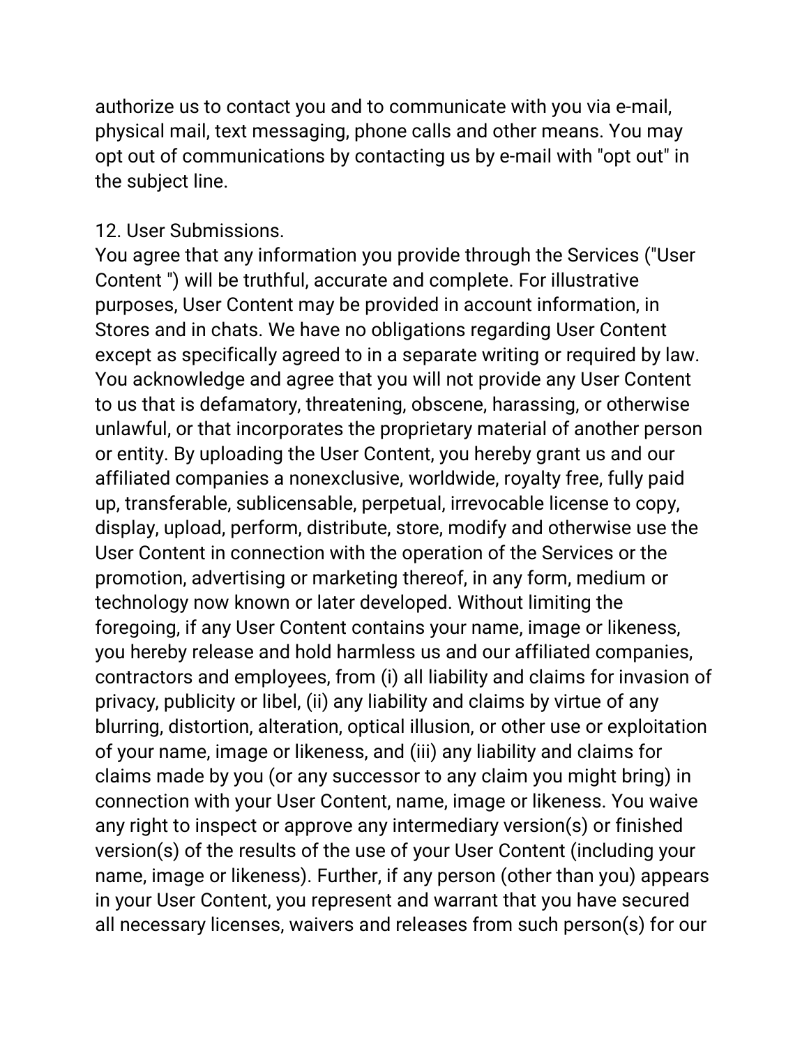authorize us to contact you and to communicate with you via e-mail, physical mail, text messaging, phone calls and other means. You may opt out of communications by contacting us by e-mail with "opt out" in the subject line.

12. User Submissions.

You agree that any information you provide through the Services ("User Content ") will be truthful, accurate and complete. For illustrative purposes, User Content may be provided in account information, in Stores and in chats. We have no obligations regarding User Content except as specifically agreed to in a separate writing or required by law. You acknowledge and agree that you will not provide any User Content to us that is defamatory, threatening, obscene, harassing, or otherwise unlawful, or that incorporates the proprietary material of another person or entity. By uploading the User Content, you hereby grant us and our affiliated companies a nonexclusive, worldwide, royalty free, fully paid up, transferable, sublicensable, perpetual, irrevocable license to copy, display, upload, perform, distribute, store, modify and otherwise use the User Content in connection with the operation of the Services or the promotion, advertising or marketing thereof, in any form, medium or technology now known or later developed. Without limiting the foregoing, if any User Content contains your name, image or likeness, you hereby release and hold harmless us and our affiliated companies, contractors and employees, from (i) all liability and claims for invasion of privacy, publicity or libel, (ii) any liability and claims by virtue of any blurring, distortion, alteration, optical illusion, or other use or exploitation of your name, image or likeness, and (iii) any liability and claims for claims made by you (or any successor to any claim you might bring) in connection with your User Content, name, image or likeness. You waive any right to inspect or approve any intermediary version(s) or finished version(s) of the results of the use of your User Content (including your name, image or likeness). Further, if any person (other than you) appears in your User Content, you represent and warrant that you have secured all necessary licenses, waivers and releases from such person(s) for our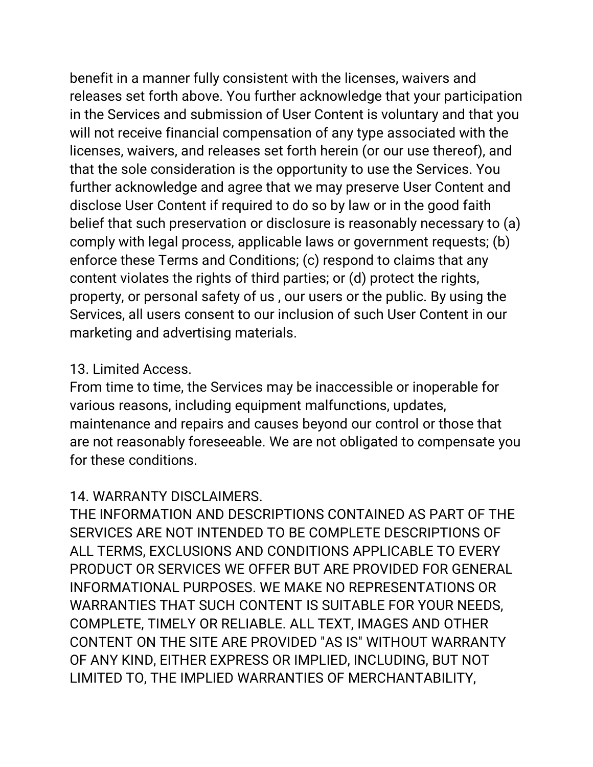benefit in a manner fully consistent with the licenses, waivers and releases set forth above. You further acknowledge that your participation in the Services and submission of User Content is voluntary and that you will not receive financial compensation of any type associated with the licenses, waivers, and releases set forth herein (or our use thereof), and that the sole consideration is the opportunity to use the Services. You further acknowledge and agree that we may preserve User Content and disclose User Content if required to do so by law or in the good faith belief that such preservation or disclosure is reasonably necessary to (a) comply with legal process, applicable laws or government requests; (b) enforce these Terms and Conditions; (c) respond to claims that any content violates the rights of third parties; or (d) protect the rights, property, or personal safety of us , our users or the public. By using the Services, all users consent to our inclusion of such User Content in our marketing and advertising materials.

## 13. Limited Access.

From time to time, the Services may be inaccessible or inoperable for various reasons, including equipment malfunctions, updates, maintenance and repairs and causes beyond our control or those that are not reasonably foreseeable. We are not obligated to compensate you for these conditions.

## 14. WARRANTY DISCLAIMERS.

THE INFORMATION AND DESCRIPTIONS CONTAINED AS PART OF THE SERVICES ARE NOT INTENDED TO BE COMPLETE DESCRIPTIONS OF ALL TERMS, EXCLUSIONS AND CONDITIONS APPLICABLE TO EVERY PRODUCT OR SERVICES WE OFFER BUT ARE PROVIDED FOR GENERAL INFORMATIONAL PURPOSES. WE MAKE NO REPRESENTATIONS OR WARRANTIES THAT SUCH CONTENT IS SUITABLE FOR YOUR NEEDS, COMPLETE, TIMELY OR RELIABLE. ALL TEXT, IMAGES AND OTHER CONTENT ON THE SITE ARE PROVIDED "AS IS" WITHOUT WARRANTY OF ANY KIND, EITHER EXPRESS OR IMPLIED, INCLUDING, BUT NOT LIMITED TO, THE IMPLIED WARRANTIES OF MERCHANTABILITY,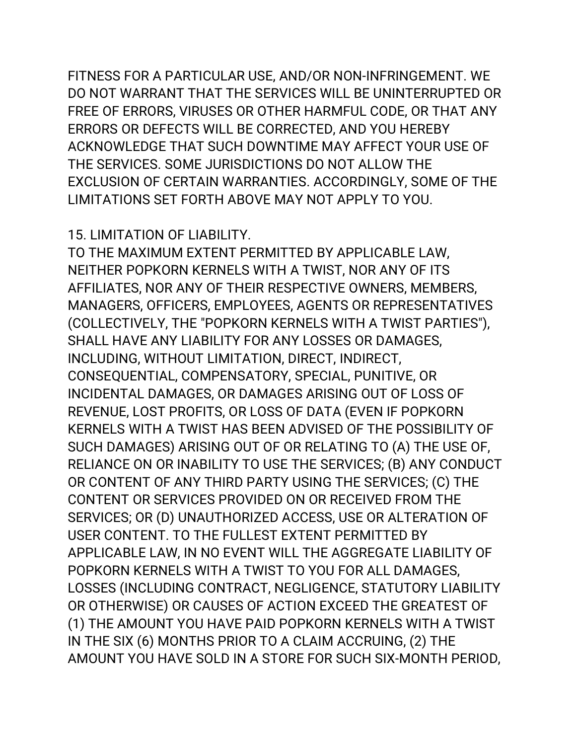FITNESS FOR A PARTICULAR USE, AND/OR NON-INFRINGEMENT. WE DO NOT WARRANT THAT THE SERVICES WILL BE UNINTERRUPTED OR FREE OF ERRORS, VIRUSES OR OTHER HARMFUL CODE, OR THAT ANY ERRORS OR DEFECTS WILL BE CORRECTED, AND YOU HEREBY ACKNOWLEDGE THAT SUCH DOWNTIME MAY AFFECT YOUR USE OF THE SERVICES. SOME JURISDICTIONS DO NOT ALLOW THE EXCLUSION OF CERTAIN WARRANTIES. ACCORDINGLY, SOME OF THE LIMITATIONS SET FORTH ABOVE MAY NOT APPLY TO YOU.

15. LIMITATION OF LIABILITY.

TO THE MAXIMUM EXTENT PERMITTED BY APPLICABLE LAW, NEITHER POPKORN KERNELS WITH A TWIST, NOR ANY OF ITS AFFILIATES, NOR ANY OF THEIR RESPECTIVE OWNERS, MEMBERS, MANAGERS, OFFICERS, EMPLOYEES, AGENTS OR REPRESENTATIVES (COLLECTIVELY, THE "POPKORN KERNELS WITH A TWIST PARTIES"), SHALL HAVE ANY LIABILITY FOR ANY LOSSES OR DAMAGES, INCLUDING, WITHOUT LIMITATION, DIRECT, INDIRECT, CONSEQUENTIAL, COMPENSATORY, SPECIAL, PUNITIVE, OR INCIDENTAL DAMAGES, OR DAMAGES ARISING OUT OF LOSS OF REVENUE, LOST PROFITS, OR LOSS OF DATA (EVEN IF POPKORN KERNELS WITH A TWIST HAS BEEN ADVISED OF THE POSSIBILITY OF SUCH DAMAGES) ARISING OUT OF OR RELATING TO (A) THE USE OF, RELIANCE ON OR INABILITY TO USE THE SERVICES; (B) ANY CONDUCT OR CONTENT OF ANY THIRD PARTY USING THE SERVICES; (C) THE CONTENT OR SERVICES PROVIDED ON OR RECEIVED FROM THE SERVICES; OR (D) UNAUTHORIZED ACCESS, USE OR ALTERATION OF USER CONTENT. TO THE FULLEST EXTENT PERMITTED BY APPLICABLE LAW, IN NO EVENT WILL THE AGGREGATE LIABILITY OF POPKORN KERNELS WITH A TWIST TO YOU FOR ALL DAMAGES, LOSSES (INCLUDING CONTRACT, NEGLIGENCE, STATUTORY LIABILITY OR OTHERWISE) OR CAUSES OF ACTION EXCEED THE GREATEST OF (1) THE AMOUNT YOU HAVE PAID POPKORN KERNELS WITH A TWIST IN THE SIX (6) MONTHS PRIOR TO A CLAIM ACCRUING, (2) THE AMOUNT YOU HAVE SOLD IN A STORE FOR SUCH SIX-MONTH PERIOD,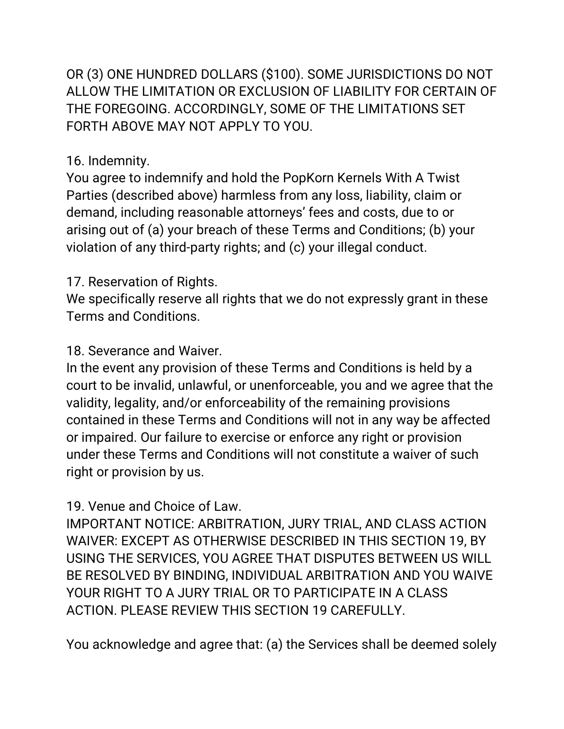OR (3) ONE HUNDRED DOLLARS ($100). SOME JURISDICTIONS DO NOT ALLOW THE LIMITATION OR EXCLUSION OF LIABILITY FOR CERTAIN OF THE FOREGOING. ACCORDINGLY, SOME OF THE LIMITATIONS SET FORTH ABOVE MAY NOT APPLY TO YOU.

16. Indemnity.
You agree to indemnify and hold the PopKorn Kernels With A Twist Parties (described above) harmless from any loss, liability, claim or demand, including reasonable attorneys' fees and costs, due to or arising out of (a) your breach of these Terms and Conditions; (b) your violation of any third-party rights; and (c) your illegal conduct.

17. Reservation of Rights.
We specifically reserve all rights that we do not expressly grant in these Terms and Conditions.

18. Severance and Waiver.
In the event any provision of these Terms and Conditions is held by a court to be invalid, unlawful, or unenforceable, you and we agree that the validity, legality, and/or enforceability of the remaining provisions contained in these Terms and Conditions will not in any way be affected or impaired. Our failure to exercise or enforce any right or provision under these Terms and Conditions will not constitute a waiver of such right or provision by us.

19. Venue and Choice of Law.
IMPORTANT NOTICE: ARBITRATION, JURY TRIAL, AND CLASS ACTION WAIVER: EXCEPT AS OTHERWISE DESCRIBED IN THIS SECTION 19, BY USING THE SERVICES, YOU AGREE THAT DISPUTES BETWEEN US WILL BE RESOLVED BY BINDING, INDIVIDUAL ARBITRATION AND YOU WAIVE YOUR RIGHT TO A JURY TRIAL OR TO PARTICIPATE IN A CLASS ACTION. PLEASE REVIEW THIS SECTION 19 CAREFULLY.

You acknowledge and agree that: (a) the Services shall be deemed solely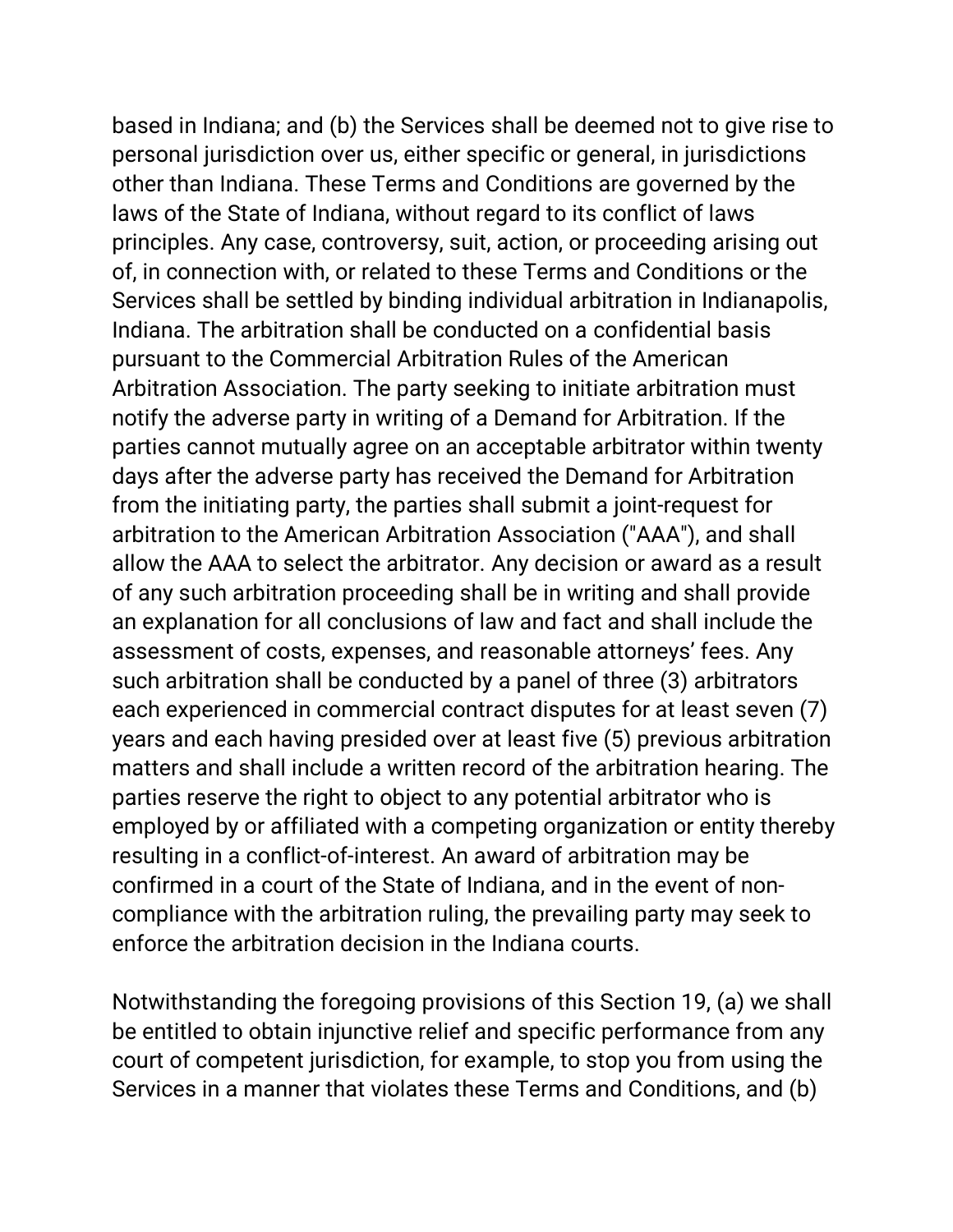based in Indiana; and (b) the Services shall be deemed not to give rise to personal jurisdiction over us, either specific or general, in jurisdictions other than Indiana. These Terms and Conditions are governed by the laws of the State of Indiana, without regard to its conflict of laws principles. Any case, controversy, suit, action, or proceeding arising out of, in connection with, or related to these Terms and Conditions or the Services shall be settled by binding individual arbitration in Indianapolis, Indiana. The arbitration shall be conducted on a confidential basis pursuant to the Commercial Arbitration Rules of the American Arbitration Association. The party seeking to initiate arbitration must notify the adverse party in writing of a Demand for Arbitration. If the parties cannot mutually agree on an acceptable arbitrator within twenty days after the adverse party has received the Demand for Arbitration from the initiating party, the parties shall submit a joint-request for arbitration to the American Arbitration Association ("AAA"), and shall allow the AAA to select the arbitrator. Any decision or award as a result of any such arbitration proceeding shall be in writing and shall provide an explanation for all conclusions of law and fact and shall include the assessment of costs, expenses, and reasonable attorneys' fees. Any such arbitration shall be conducted by a panel of three (3) arbitrators each experienced in commercial contract disputes for at least seven (7) years and each having presided over at least five (5) previous arbitration matters and shall include a written record of the arbitration hearing. The parties reserve the right to object to any potential arbitrator who is employed by or affiliated with a competing organization or entity thereby resulting in a conflict-of-interest. An award of arbitration may be confirmed in a court of the State of Indiana, and in the event of non-compliance with the arbitration ruling, the prevailing party may seek to enforce the arbitration decision in the Indiana courts.

Notwithstanding the foregoing provisions of this Section 19, (a) we shall be entitled to obtain injunctive relief and specific performance from any court of competent jurisdiction, for example, to stop you from using the Services in a manner that violates these Terms and Conditions, and (b)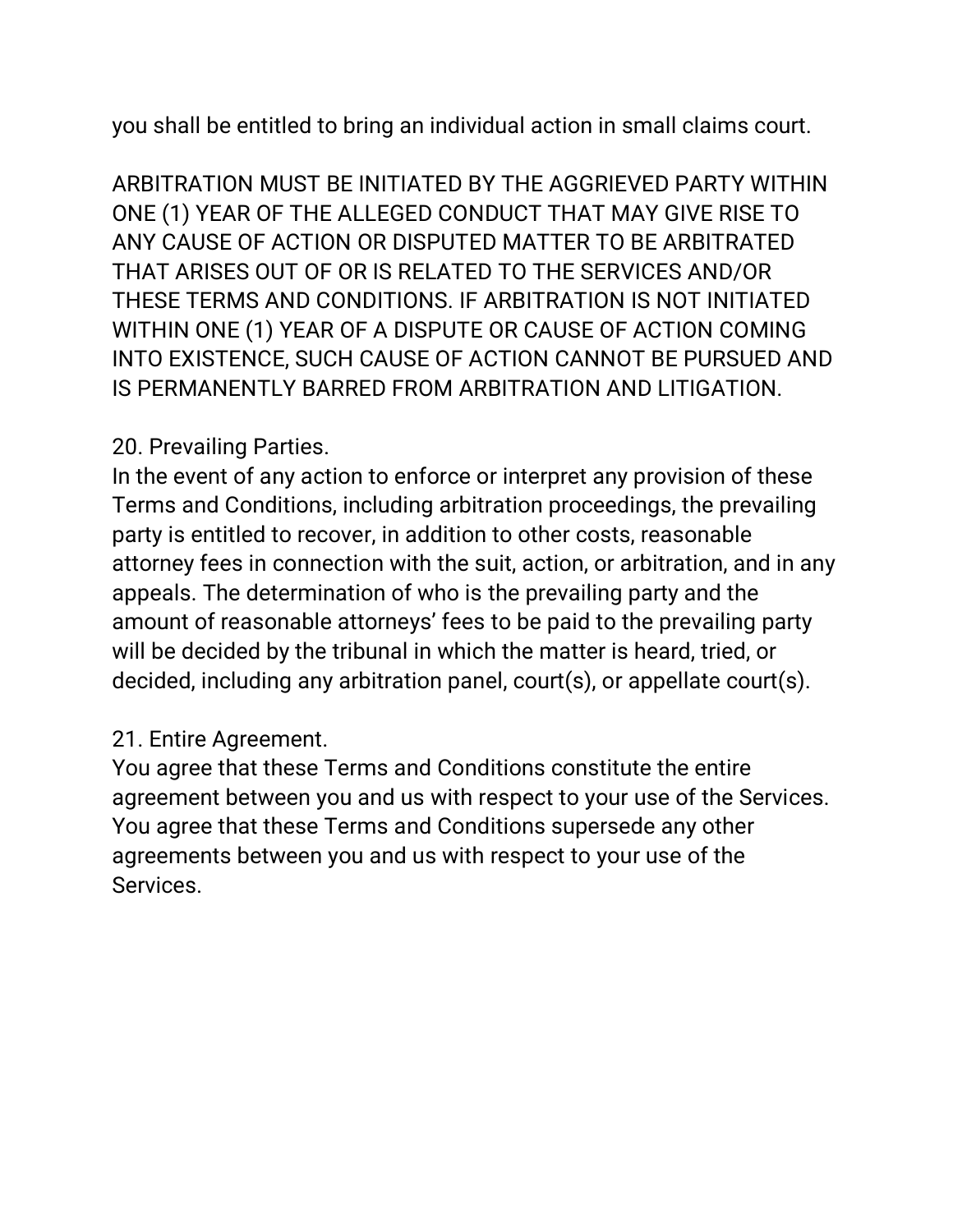you shall be entitled to bring an individual action in small claims court.

ARBITRATION MUST BE INITIATED BY THE AGGRIEVED PARTY WITHIN ONE (1) YEAR OF THE ALLEGED CONDUCT THAT MAY GIVE RISE TO ANY CAUSE OF ACTION OR DISPUTED MATTER TO BE ARBITRATED THAT ARISES OUT OF OR IS RELATED TO THE SERVICES AND/OR THESE TERMS AND CONDITIONS. IF ARBITRATION IS NOT INITIATED WITHIN ONE (1) YEAR OF A DISPUTE OR CAUSE OF ACTION COMING INTO EXISTENCE, SUCH CAUSE OF ACTION CANNOT BE PURSUED AND IS PERMANENTLY BARRED FROM ARBITRATION AND LITIGATION.

20. Prevailing Parties.
In the event of any action to enforce or interpret any provision of these Terms and Conditions, including arbitration proceedings, the prevailing party is entitled to recover, in addition to other costs, reasonable attorney fees in connection with the suit, action, or arbitration, and in any appeals. The determination of who is the prevailing party and the amount of reasonable attorneys' fees to be paid to the prevailing party will be decided by the tribunal in which the matter is heard, tried, or decided, including any arbitration panel, court(s), or appellate court(s).

21. Entire Agreement.
You agree that these Terms and Conditions constitute the entire agreement between you and us with respect to your use of the Services. You agree that these Terms and Conditions supersede any other agreements between you and us with respect to your use of the Services.